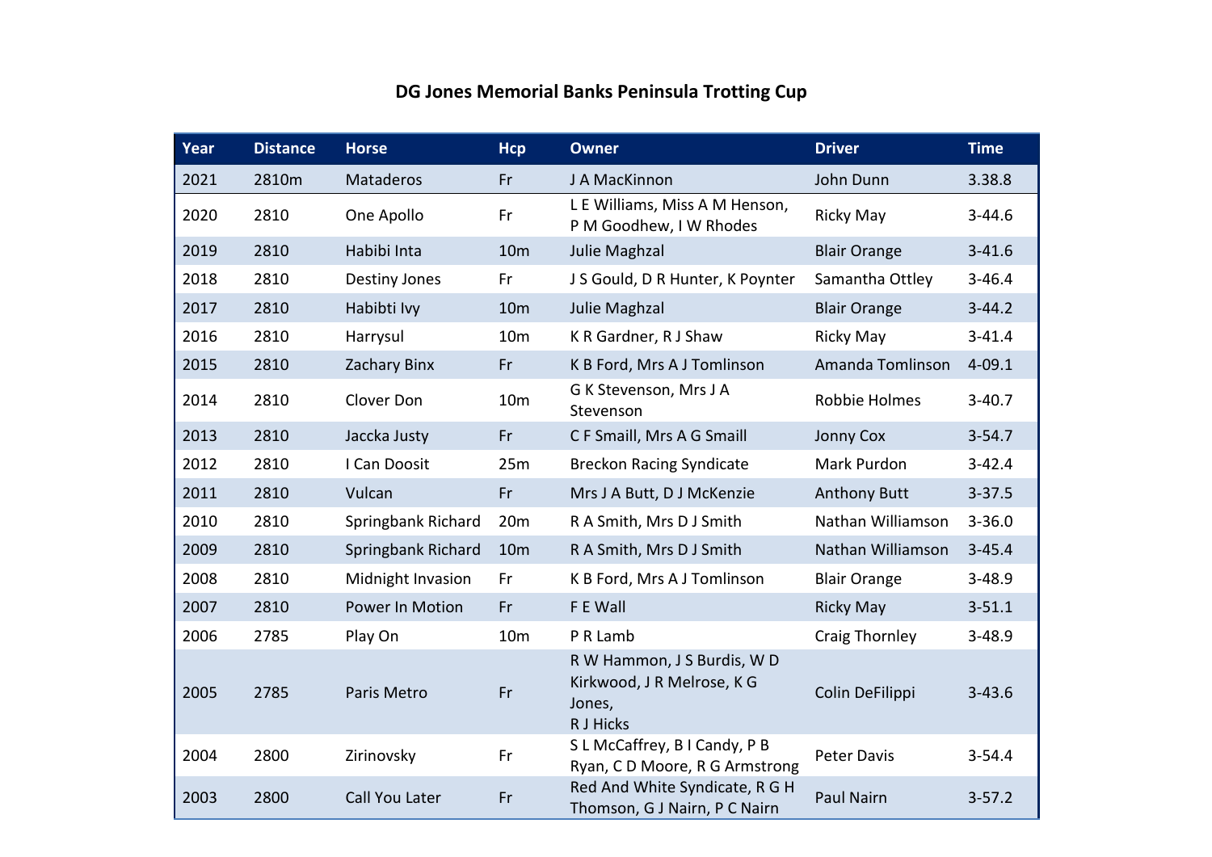# DG Jones Memorial Banks Peninsula Trotting Cup

| Year | Distance | Horse | Hcp | Owner | Driver | Time |
|---|---|---|---|---|---|---|
| 2021 | 2810m | Mataderos | Fr | J A MacKinnon | John Dunn | 3.38.8 |
| 2020 | 2810 | One Apollo | Fr | L E Williams, Miss A M Henson, P M Goodhew, I W Rhodes | Ricky May | 3-44.6 |
| 2019 | 2810 | Habibi Inta | 10m | Julie Maghzal | Blair Orange | 3-41.6 |
| 2018 | 2810 | Destiny Jones | Fr | J S Gould, D R Hunter, K Poynter | Samantha Ottley | 3-46.4 |
| 2017 | 2810 | Habibti Ivy | 10m | Julie Maghzal | Blair Orange | 3-44.2 |
| 2016 | 2810 | Harrysul | 10m | K R Gardner, R J Shaw | Ricky May | 3-41.4 |
| 2015 | 2810 | Zachary Binx | Fr | K B Ford, Mrs A J Tomlinson | Amanda Tomlinson | 4-09.1 |
| 2014 | 2810 | Clover Don | 10m | G K Stevenson, Mrs J A Stevenson | Robbie Holmes | 3-40.7 |
| 2013 | 2810 | Jaccka Justy | Fr | C F Smaill, Mrs A G Smaill | Jonny Cox | 3-54.7 |
| 2012 | 2810 | I Can Doosit | 25m | Breckon Racing Syndicate | Mark Purdon | 3-42.4 |
| 2011 | 2810 | Vulcan | Fr | Mrs J A Butt, D J McKenzie | Anthony Butt | 3-37.5 |
| 2010 | 2810 | Springbank Richard | 20m | R A Smith, Mrs D J Smith | Nathan Williamson | 3-36.0 |
| 2009 | 2810 | Springbank Richard | 10m | R A Smith, Mrs D J Smith | Nathan Williamson | 3-45.4 |
| 2008 | 2810 | Midnight Invasion | Fr | K B Ford, Mrs A J Tomlinson | Blair Orange | 3-48.9 |
| 2007 | 2810 | Power In Motion | Fr | F E Wall | Ricky May | 3-51.1 |
| 2006 | 2785 | Play On | 10m | P R Lamb | Craig Thornley | 3-48.9 |
| 2005 | 2785 | Paris Metro | Fr | R W Hammon, J S Burdis, W D Kirkwood, J R Melrose, K G Jones, R J Hicks | Colin DeFilippi | 3-43.6 |
| 2004 | 2800 | Zirinovsky | Fr | S L McCaffrey, B I Candy, P B Ryan, C D Moore, R G Armstrong | Peter Davis | 3-54.4 |
| 2003 | 2800 | Call You Later | Fr | Red And White Syndicate, R G H Thomson, G J Nairn, P C Nairn | Paul Nairn | 3-57.2 |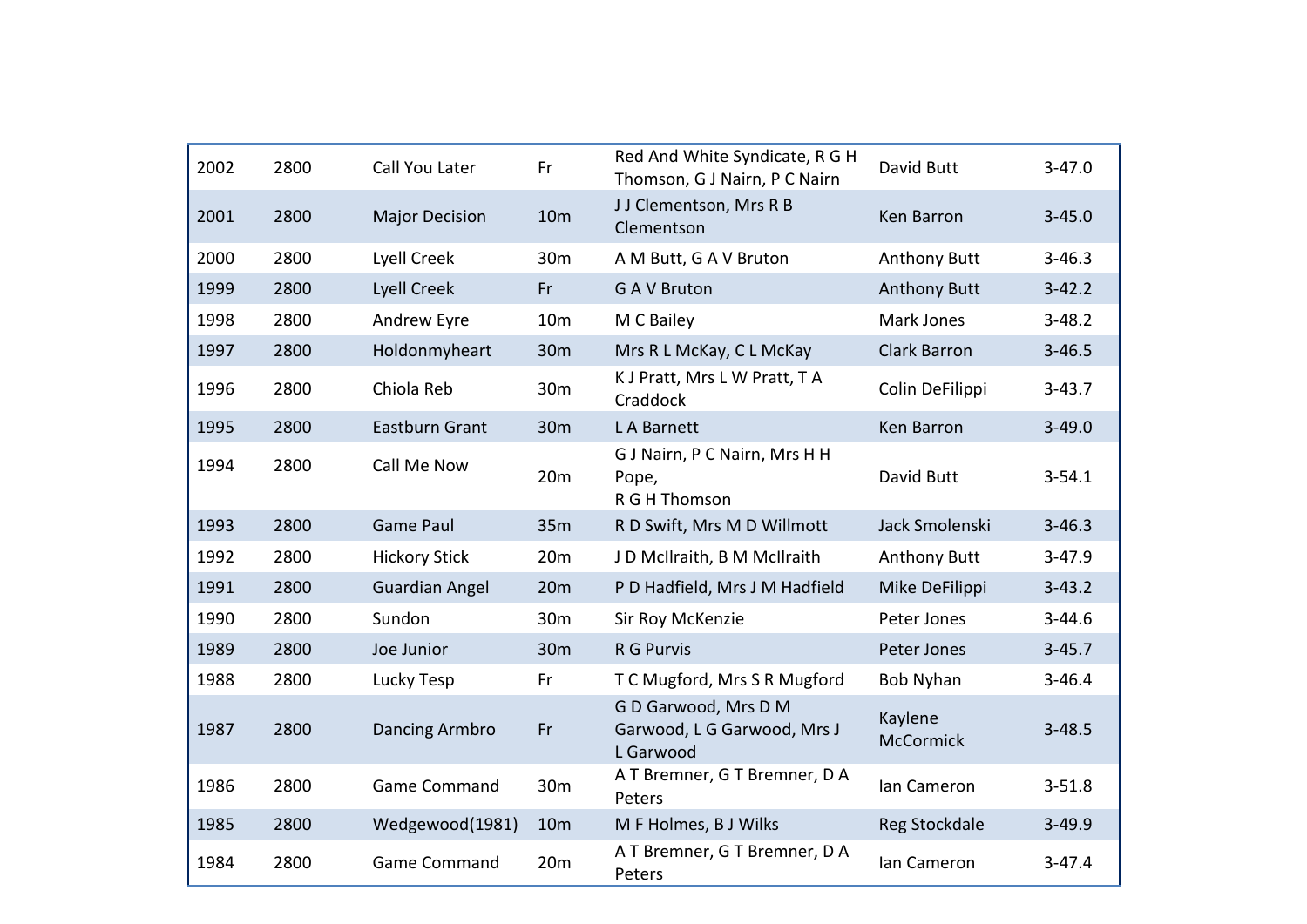| | | | | | | |
|---|---|---|---|---|---|---|
| 2002 | 2800 | Call You Later | Fr | Red And White Syndicate, R G H Thomson, G J Nairn, P C Nairn | David Butt | 3-47.0 |
| 2001 | 2800 | Major Decision | 10m | J J Clementson, Mrs R B Clementson | Ken Barron | 3-45.0 |
| 2000 | 2800 | Lyell Creek | 30m | A M Butt, G A V Bruton | Anthony Butt | 3-46.3 |
| 1999 | 2800 | Lyell Creek | Fr | G A V Bruton | Anthony Butt | 3-42.2 |
| 1998 | 2800 | Andrew Eyre | 10m | M C Bailey | Mark Jones | 3-48.2 |
| 1997 | 2800 | Holdonmyheart | 30m | Mrs R L McKay, C L McKay | Clark Barron | 3-46.5 |
| 1996 | 2800 | Chiola Reb | 30m | K J Pratt, Mrs L W Pratt, T A Craddock | Colin DeFilippi | 3-43.7 |
| 1995 | 2800 | Eastburn Grant | 30m | L A Barnett | Ken Barron | 3-49.0 |
| 1994 | 2800 | Call Me Now | 20m | G J Nairn, P C Nairn, Mrs H H Pope, R G H Thomson | David Butt | 3-54.1 |
| 1993 | 2800 | Game Paul | 35m | R D Swift, Mrs M D Willmott | Jack Smolenski | 3-46.3 |
| 1992 | 2800 | Hickory Stick | 20m | J D McIlraith, B M McIlraith | Anthony Butt | 3-47.9 |
| 1991 | 2800 | Guardian Angel | 20m | P D Hadfield, Mrs J M Hadfield | Mike DeFilippi | 3-43.2 |
| 1990 | 2800 | Sundon | 30m | Sir Roy McKenzie | Peter Jones | 3-44.6 |
| 1989 | 2800 | Joe Junior | 30m | R G Purvis | Peter Jones | 3-45.7 |
| 1988 | 2800 | Lucky Tesp | Fr | T C Mugford, Mrs S R Mugford | Bob Nyhan | 3-46.4 |
| 1987 | 2800 | Dancing Armbro | Fr | G D Garwood, Mrs D M Garwood, L G Garwood, Mrs J L Garwood | Kaylene McCormick | 3-48.5 |
| 1986 | 2800 | Game Command | 30m | A T Bremner, G T Bremner, D A Peters | Ian Cameron | 3-51.8 |
| 1985 | 2800 | Wedgewood(1981) | 10m | M F Holmes, B J Wilks | Reg Stockdale | 3-49.9 |
| 1984 | 2800 | Game Command | 20m | A T Bremner, G T Bremner, D A Peters | Ian Cameron | 3-47.4 |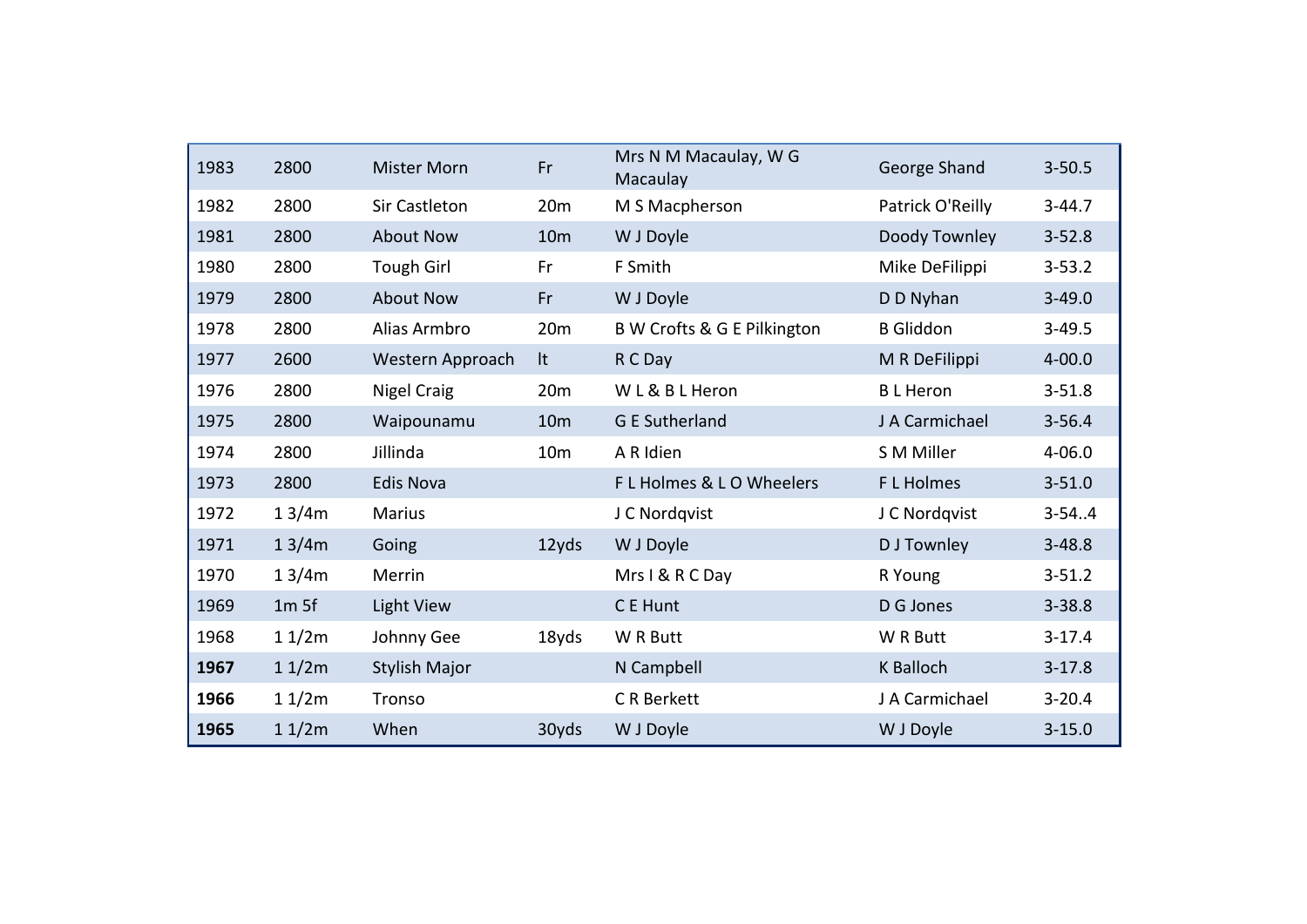| | | | | | | |
|---|---|---|---|---|---|---|
| 1983 | 2800 | Mister Morn | Fr | Mrs N M Macaulay, W G Macaulay | George Shand | 3-50.5 |
| 1982 | 2800 | Sir Castleton | 20m | M S Macpherson | Patrick O'Reilly | 3-44.7 |
| 1981 | 2800 | About Now | 10m | W J Doyle | Doody Townley | 3-52.8 |
| 1980 | 2800 | Tough Girl | Fr | F Smith | Mike DeFilippi | 3-53.2 |
| 1979 | 2800 | About Now | Fr | W J Doyle | D D Nyhan | 3-49.0 |
| 1978 | 2800 | Alias Armbro | 20m | B W Crofts & G E Pilkington | B Gliddon | 3-49.5 |
| 1977 | 2600 | Western Approach | lt | R C Day | M R DeFilippi | 4-00.0 |
| 1976 | 2800 | Nigel Craig | 20m | W L & B L Heron | B L Heron | 3-51.8 |
| 1975 | 2800 | Waipounamu | 10m | G E Sutherland | J A Carmichael | 3-56.4 |
| 1974 | 2800 | Jillinda | 10m | A R Idien | S M Miller | 4-06.0 |
| 1973 | 2800 | Edis Nova | | F L Holmes & L O Wheelers | F L Holmes | 3-51.0 |
| 1972 | 1 3/4m | Marius | | J C Nordqvist | J C Nordqvist | 3-54..4 |
| 1971 | 1 3/4m | Going | 12yds | W J Doyle | D J Townley | 3-48.8 |
| 1970 | 1 3/4m | Merrin | | Mrs I & R C Day | R Young | 3-51.2 |
| 1969 | 1m 5f | Light View | | C E Hunt | D G Jones | 3-38.8 |
| 1968 | 1 1/2m | Johnny Gee | 18yds | W R Butt | W R Butt | 3-17.4 |
| **1967** | 1 1/2m | Stylish Major | | N Campbell | K Balloch | 3-17.8 |
| **1966** | 1 1/2m | Tronso | | C R Berkett | J A Carmichael | 3-20.4 |
| **1965** | 1 1/2m | When | 30yds | W J Doyle | W J Doyle | 3-15.0 |